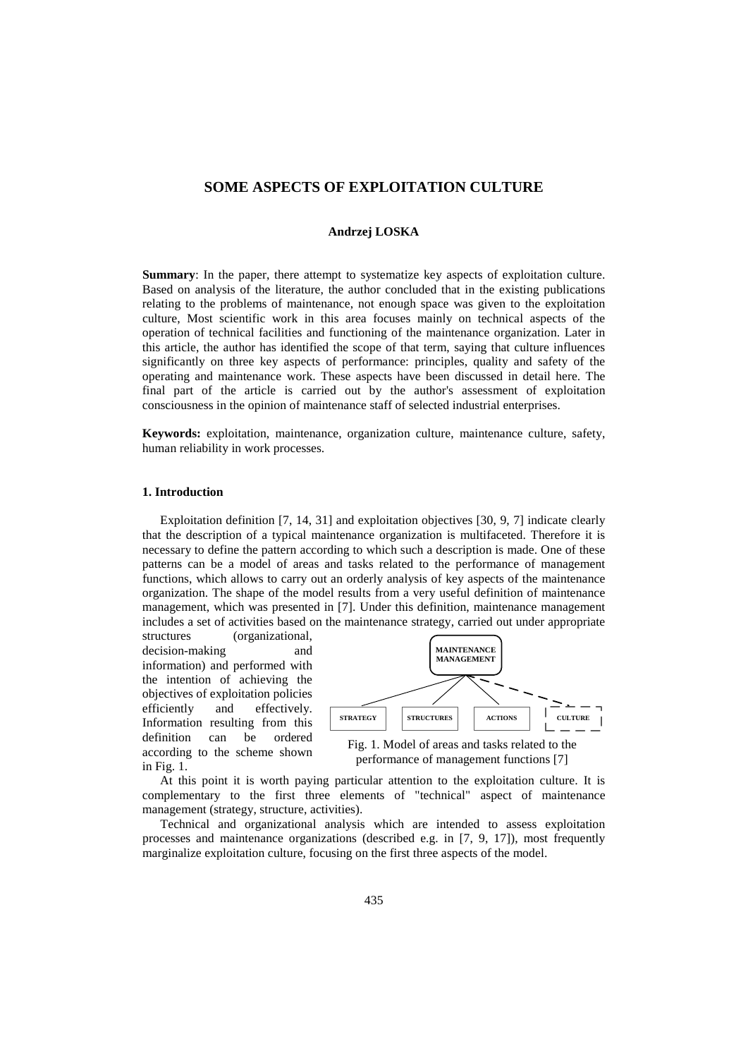# SOME ASPECTS OF EXPLOITATION CULTURE

**Andrzej LOSKA**

**Summary**: In the paper, there attempt to systematize key aspects of exploitation culture. Based on analysis of the literature, the author concluded that in the existing publications relating to the problems of maintenance, not enough space was given to the exploitation culture, Most scientific work in this area focuses mainly on technical aspects of the operation of technical facilities and functioning of the maintenance organization. Later in this article, the author has identified the scope of that term, saying that culture influences significantly on three key aspects of performance: principles, quality and safety of the operating and maintenance work. These aspects have been discussed in detail here. The final part of the article is carried out by the author's assessment of exploitation consciousness in the opinion of maintenance staff of selected industrial enterprises.

**Keywords:** exploitation, maintenance, organization culture, maintenance culture, safety, human reliability in work processes.

## 1. Introduction

Exploitation definition [7, 14, 31] and exploitation objectives [30, 9, 7] indicate clearly that the description of a typical maintenance organization is multifaceted. Therefore it is necessary to define the pattern according to which such a description is made. One of these patterns can be a model of areas and tasks related to the performance of management functions, which allows to carry out an orderly analysis of key aspects of the maintenance organization. The shape of the model results from a very useful definition of maintenance management, which was presented in [7]. Under this definition, maintenance management includes a set of activities based on the maintenance strategy, carried out under appropriate structures (organizational, decision-making and information) and performed with the intention of achieving the objectives of exploitation policies efficiently and effectively. Information resulting from this definition can be ordered according to the scheme shown in Fig. 1.

MAINTENANCE MANAGEMENT

STRATEGY | STRUCTURES | ACTIONS | CULTURE

Fig. 1. Model of areas and tasks related to the performance of management functions [7]

At this point it is worth paying particular attention to the exploitation culture. It is complementary to the first three elements of "technical" aspect of maintenance management (strategy, structure, activities).

Technical and organizational analysis which are intended to assess exploitation processes and maintenance organizations (described e.g. in [7, 9, 17]), most frequently marginalize exploitation culture, focusing on the first three aspects of the model.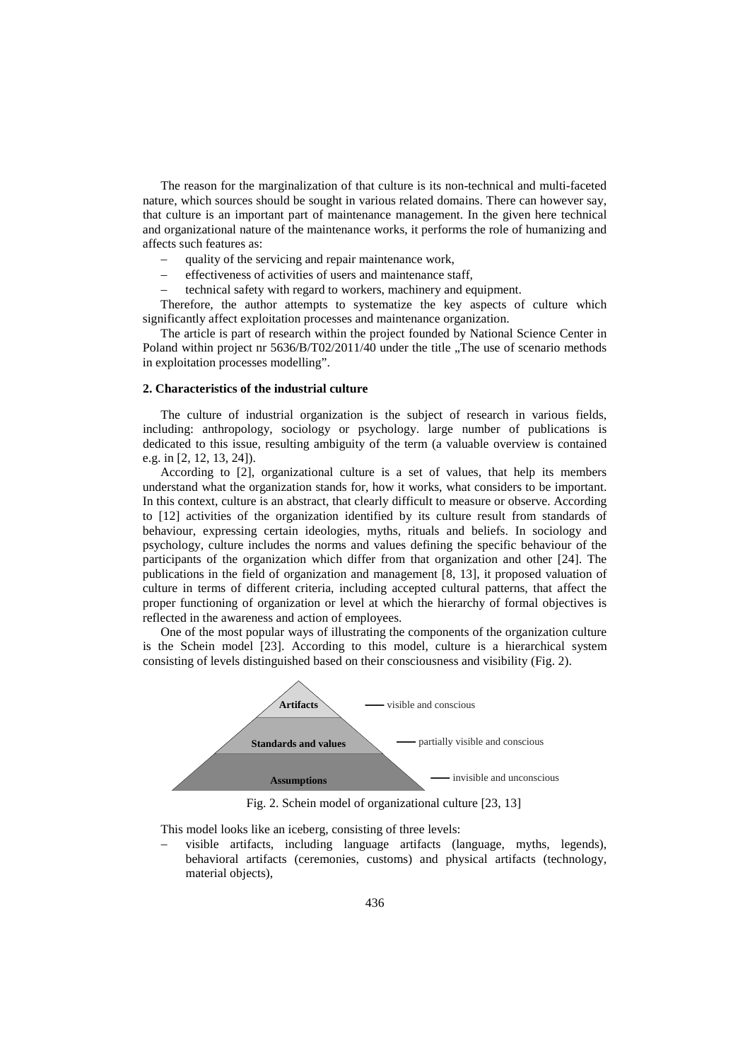The reason for the marginalization of that culture is its non-technical and multi-faceted nature, which sources should be sought in various related domains. There can however say, that culture is an important part of maintenance management. In the given here technical and organizational nature of the maintenance works, it performs the role of humanizing and affects such features as:

- quality of the servicing and repair maintenance work,
- effectiveness of activities of users and maintenance staff,
- technical safety with regard to workers, machinery and equipment.

Therefore, the author attempts to systematize the key aspects of culture which significantly affect exploitation processes and maintenance organization.

The article is part of research within the project founded by National Science Center in Poland within project nr 5636/B/T02/2011/40 under the title „The use of scenario methods in exploitation processes modelling".

## 2. Characteristics of the industrial culture

The culture of industrial organization is the subject of research in various fields, including: anthropology, sociology or psychology. large number of publications is dedicated to this issue, resulting ambiguity of the term (a valuable overview is contained e.g. in [2, 12, 13, 24]).

According to [2], organizational culture is a set of values, that help its members understand what the organization stands for, how it works, what considers to be important. In this context, culture is an abstract, that clearly difficult to measure or observe. According to [12] activities of the organization identified by its culture result from standards of behaviour, expressing certain ideologies, myths, rituals and beliefs. In sociology and psychology, culture includes the norms and values defining the specific behaviour of the participants of the organization which differ from that organization and other [24]. The publications in the field of organization and management [8, 13], it proposed valuation of culture in terms of different criteria, including accepted cultural patterns, that affect the proper functioning of organization or level at which the hierarchy of formal objectives is reflected in the awareness and action of employees.

One of the most popular ways of illustrating the components of the organization culture is the Schein model [23]. According to this model, culture is a hierarchical system consisting of levels distinguished based on their consciousness and visibility (Fig. 2).

| Level | Characteristic |
|---|---|
| **Artifacts** | visible and conscious |
| **Standards and values** | partially visible and conscious |
| **Assumptions** | invisible and unconscious |

Fig. 2. Schein model of organizational culture [23, 13]

This model looks like an iceberg, consisting of three levels:

- visible artifacts, including language artifacts (language, myths, legends), behavioral artifacts (ceremonies, customs) and physical artifacts (technology, material objects),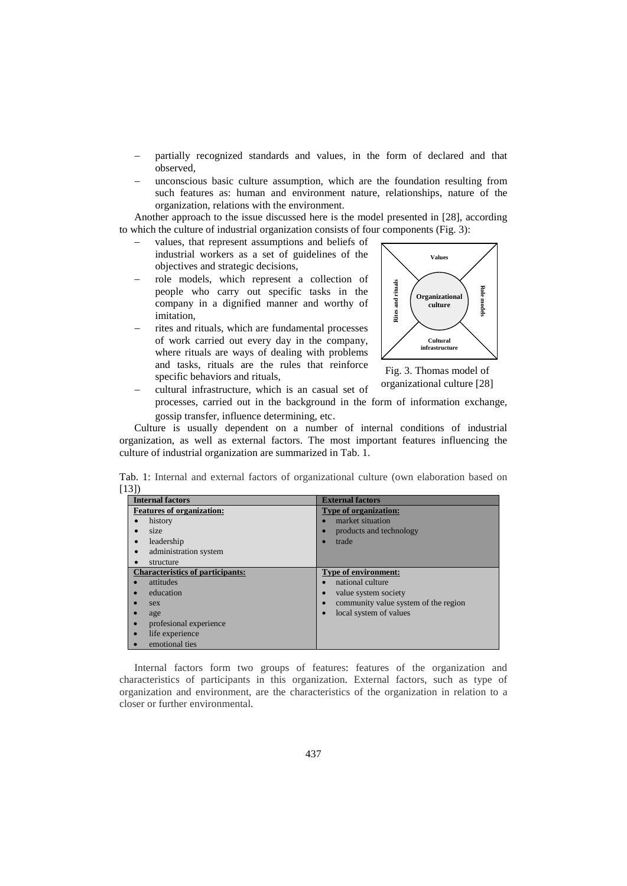- partially recognized standards and values, in the form of declared and that observed,
- unconscious basic culture assumption, which are the foundation resulting from such features as: human and environment nature, relationships, nature of the organization, relations with the environment.

Another approach to the issue discussed here is the model presented in [28], according to which the culture of industrial organization consists of four components (Fig. 3):

- values, that represent assumptions and beliefs of industrial workers as a set of guidelines of the objectives and strategic decisions,
- role models, which represent a collection of people who carry out specific tasks in the company in a dignified manner and worthy of imitation,
- rites and rituals, which are fundamental processes of work carried out every day in the company, where rituals are ways of dealing with problems and tasks, rituals are the rules that reinforce specific behaviors and rituals,
- cultural infrastructure, which is an casual set of processes, carried out in the background in the form of information exchange, gossip transfer, influence determining, etc.

Values | Rites and rituals | Organizational culture | Role models | Cultural infrastructure

Fig. 3. Thomas model of organizational culture [28]

Culture is usually dependent on a number of internal conditions of industrial organization, as well as external factors. The most important features influencing the culture of industrial organization are summarized in Tab. 1.

Tab. 1: Internal and external factors of organizational culture (own elaboration based on [13])

| Internal factors | External factors |
|---|---|
| **Features of organization:**<br>• history<br>• size<br>• leadership<br>• administration system<br>• structure | **Type of organization:**<br>• market situation<br>• products and technology<br>• trade |
| **Characteristics of participants:**<br>• attitudes<br>• education<br>• sex<br>• age<br>• profesional experience<br>• life experience<br>• emotional ties | **Type of environment:**<br>• national culture<br>• value system society<br>• community value system of the region<br>• local system of values |

Internal factors form two groups of features: features of the organization and characteristics of participants in this organization. External factors, such as type of organization and environment, are the characteristics of the organization in relation to a closer or further environmental.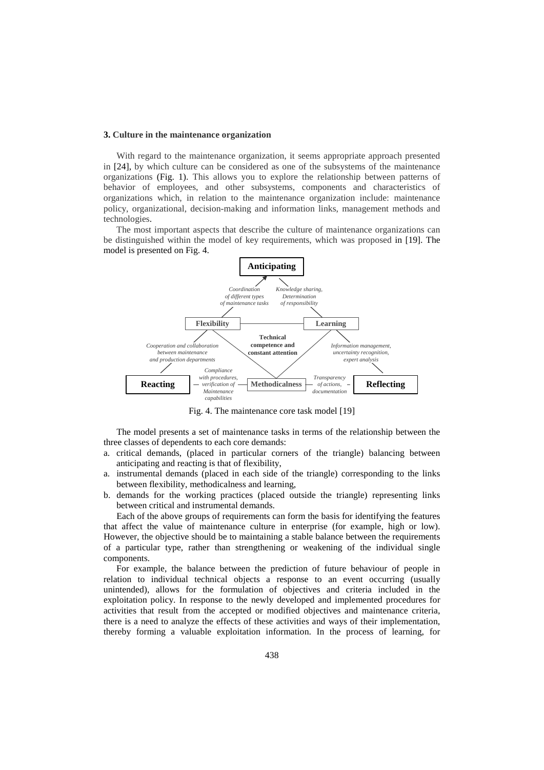## 3. Culture in the maintenance organization

With regard to the maintenance organization, it seems appropriate approach presented in [24], by which culture can be considered as one of the subsystems of the maintenance organizations (Fig. 1). This allows you to explore the relationship between patterns of behavior of employees, and other subsystems, components and characteristics of organizations which, in relation to the maintenance organization include: maintenance policy, organizational, decision-making and information links, management methods and technologies.

The most important aspects that describe the culture of maintenance organizations can be distinguished within the model of key requirements, which was proposed in [19]. The model is presented on Fig. 4.

Fig. 4. The maintenance core task model [19]

The model presents a set of maintenance tasks in terms of the relationship between the three classes of dependents to each core demands:

a. critical demands, (placed in particular corners of the triangle) balancing between anticipating and reacting is that of flexibility,
a. instrumental demands (placed in each side of the triangle) corresponding to the links between flexibility, methodicalness and learning,
b. demands for the working practices (placed outside the triangle) representing links between critical and instrumental demands.

Each of the above groups of requirements can form the basis for identifying the features that affect the value of maintenance culture in enterprise (for example, high or low). However, the objective should be to maintaining a stable balance between the requirements of a particular type, rather than strengthening or weakening of the individual single components.

For example, the balance between the prediction of future behaviour of people in relation to individual technical objects a response to an event occurring (usually unintended), allows for the formulation of objectives and criteria included in the exploitation policy. In response to the newly developed and implemented procedures for activities that result from the accepted or modified objectives and maintenance criteria, there is a need to analyze the effects of these activities and ways of their implementation, thereby forming a valuable exploitation information. In the process of learning, for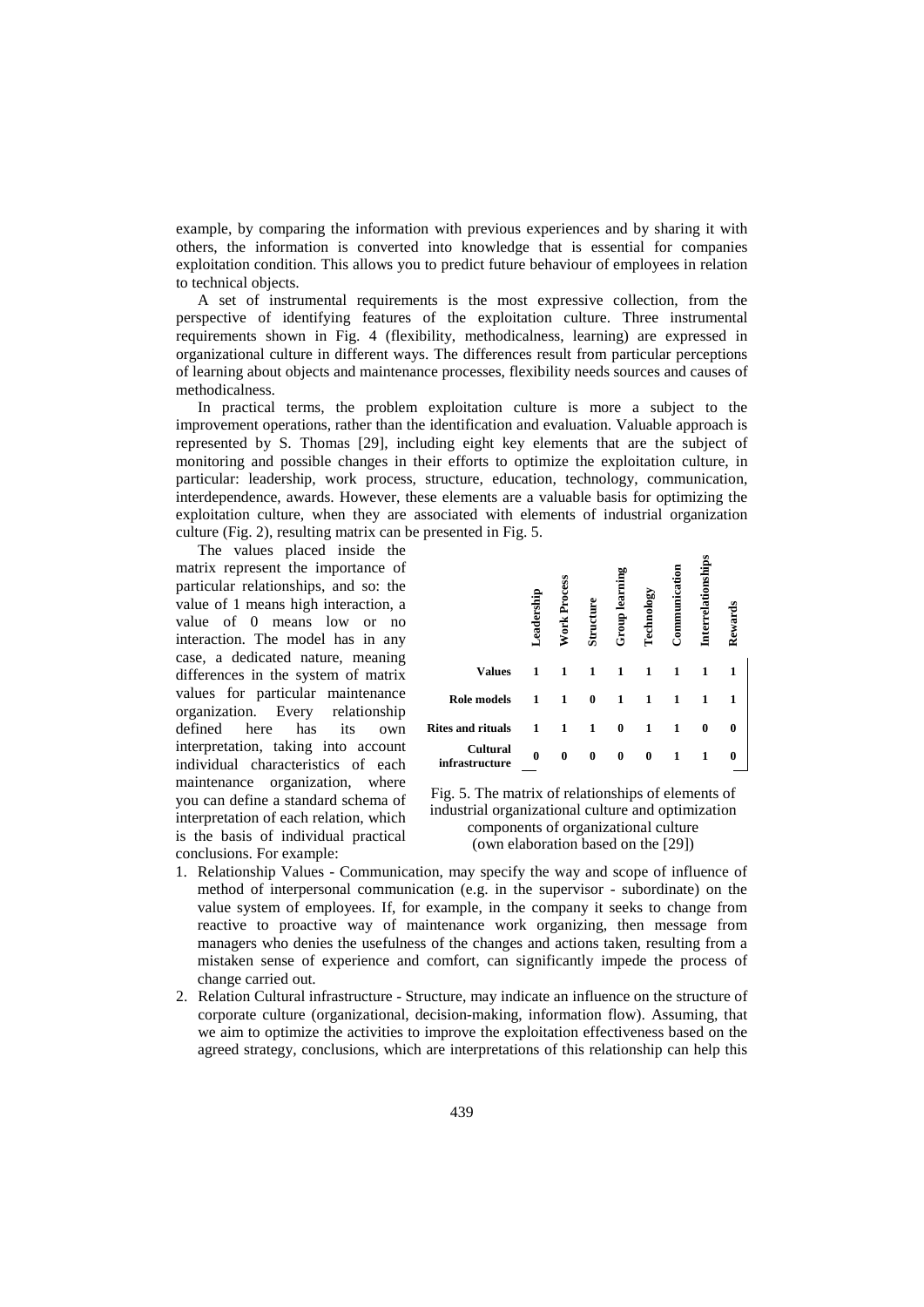example, by comparing the information with previous experiences and by sharing it with others, the information is converted into knowledge that is essential for companies exploitation condition. This allows you to predict future behaviour of employees in relation to technical objects.

A set of instrumental requirements is the most expressive collection, from the perspective of identifying features of the exploitation culture. Three instrumental requirements shown in Fig. 4 (flexibility, methodicalness, learning) are expressed in organizational culture in different ways. The differences result from particular perceptions of learning about objects and maintenance processes, flexibility needs sources and causes of methodicalness.

In practical terms, the problem exploitation culture is more a subject to the improvement operations, rather than the identification and evaluation. Valuable approach is represented by S. Thomas [29], including eight key elements that are the subject of monitoring and possible changes in their efforts to optimize the exploitation culture, in particular: leadership, work process, structure, education, technology, communication, interdependence, awards. However, these elements are a valuable basis for optimizing the exploitation culture, when they are associated with elements of industrial organization culture (Fig. 2), resulting matrix can be presented in Fig. 5.

The values placed inside the matrix represent the importance of particular relationships, and so: the value of 1 means high interaction, a value of 0 means low or no interaction. The model has in any case, a dedicated nature, meaning differences in the system of matrix values for particular maintenance organization. Every relationship defined here has its own interpretation, taking into account individual characteristics of each maintenance organization, where you can define a standard schema of interpretation of each relation, which is the basis of individual practical conclusions. For example:

| | Leadership | Work Process | Structure | Group learning | Technology | Communication | Interrelationships | Rewards |
|---|---|---|---|---|---|---|---|---|
| **Values** | 1 | 1 | 1 | 1 | 1 | 1 | 1 | 1 |
| **Role models** | 1 | 1 | 0 | 1 | 1 | 1 | 1 | 1 |
| **Rites and rituals** | 1 | 1 | 1 | 0 | 1 | 1 | 0 | 0 |
| **Cultural infrastructure** | 0 | 0 | 0 | 0 | 0 | 1 | 1 | 0 |

Fig. 5. The matrix of relationships of elements of industrial organizational culture and optimization components of organizational culture (own elaboration based on the [29])

1. Relationship Values - Communication, may specify the way and scope of influence of method of interpersonal communication (e.g. in the supervisor - subordinate) on the value system of employees. If, for example, in the company it seeks to change from reactive to proactive way of maintenance work organizing, then message from managers who denies the usefulness of the changes and actions taken, resulting from a mistaken sense of experience and comfort, can significantly impede the process of change carried out.
2. Relation Cultural infrastructure - Structure, may indicate an influence on the structure of corporate culture (organizational, decision-making, information flow). Assuming, that we aim to optimize the activities to improve the exploitation effectiveness based on the agreed strategy, conclusions, which are interpretations of this relationship can help this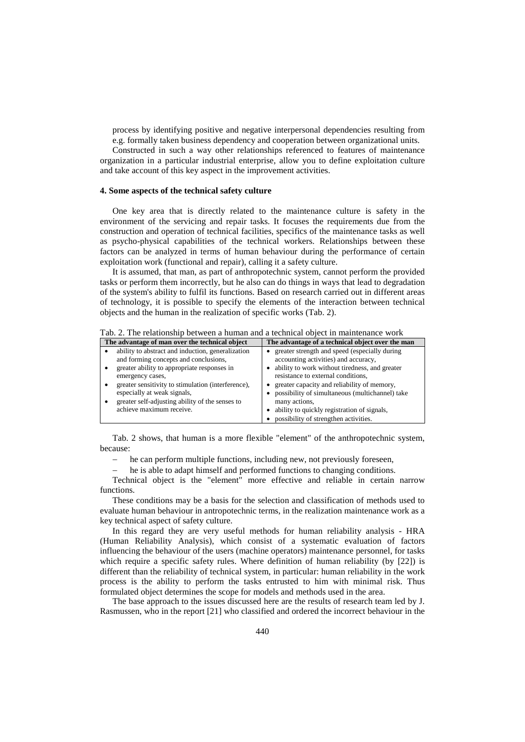process by identifying positive and negative interpersonal dependencies resulting from e.g. formally taken business dependency and cooperation between organizational units.

Constructed in such a way other relationships referenced to features of maintenance organization in a particular industrial enterprise, allow you to define exploitation culture and take account of this key aspect in the improvement activities.

### 4. Some aspects of the technical safety culture

One key area that is directly related to the maintenance culture is safety in the environment of the servicing and repair tasks. It focuses the requirements due from the construction and operation of technical facilities, specifics of the maintenance tasks as well as psycho-physical capabilities of the technical workers. Relationships between these factors can be analyzed in terms of human behaviour during the performance of certain exploitation work (functional and repair), calling it a safety culture.

It is assumed, that man, as part of anthropotechnic system, cannot perform the provided tasks or perform them incorrectly, but he also can do things in ways that lead to degradation of the system's ability to fulfil its functions. Based on research carried out in different areas of technology, it is possible to specify the elements of the interaction between technical objects and the human in the realization of specific works (Tab. 2).

Tab. 2. The relationship between a human and a technical object in maintenance work

| The advantage of man over the technical object | The advantage of a technical object over the man |
|---|---|
| • ability to abstract and induction, generalization and forming concepts and conclusions,<br>• greater ability to appropriate responses in emergency cases,<br>• greater sensitivity to stimulation (interference), especially at weak signals,<br>• greater self-adjusting ability of the senses to achieve maximum receive. | • greater strength and speed (especially during accounting activities) and accuracy,<br>• ability to work without tiredness, and greater resistance to external conditions,<br>• greater capacity and reliability of memory,<br>• possibility of simultaneous (multichannel) take many actions,<br>• ability to quickly registration of signals,<br>• possibility of strengthen activities. |

Tab. 2 shows, that human is a more flexible "element" of the anthropotechnic system, because:

- he can perform multiple functions, including new, not previously foreseen,
- he is able to adapt himself and performed functions to changing conditions.

Technical object is the "element" more effective and reliable in certain narrow functions.

These conditions may be a basis for the selection and classification of methods used to evaluate human behaviour in antropotechnic terms, in the realization maintenance work as a key technical aspect of safety culture.

In this regard they are very useful methods for human reliability analysis - HRA (Human Reliability Analysis), which consist of a systematic evaluation of factors influencing the behaviour of the users (machine operators) maintenance personnel, for tasks which require a specific safety rules. Where definition of human reliability (by [22]) is different than the reliability of technical system, in particular: human reliability in the work process is the ability to perform the tasks entrusted to him with minimal risk. Thus formulated object determines the scope for models and methods used in the area.

The base approach to the issues discussed here are the results of research team led by J. Rasmussen, who in the report [21] who classified and ordered the incorrect behaviour in the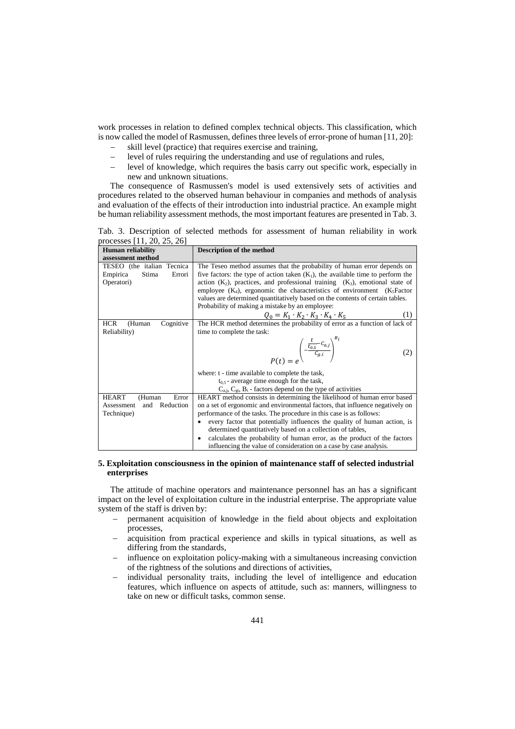work processes in relation to defined complex technical objects. This classification, which is now called the model of Rasmussen, defines three levels of error-prone of human [11, 20]:

- skill level (practice) that requires exercise and training,
- level of rules requiring the understanding and use of regulations and rules,
- level of knowledge, which requires the basis carry out specific work, especially in new and unknown situations.

The consequence of Rasmussen's model is used extensively sets of activities and procedures related to the observed human behaviour in companies and methods of analysis and evaluation of the effects of their introduction into industrial practice. An example might be human reliability assessment methods, the most important features are presented in Tab. 3.

Tab. 3. Description of selected methods for assessment of human reliability in work processes [11, 20, 25, 26]

| Human reliability assessment method | Description of the method |
|---|---|
| TESEO (the italian Tecnica Empirica Stima Errori Operatori) | The Teseo method assumes that the probability of human error depends on five factors: the type of action taken ($K_1$), the available time to perform the action ($K_2$), practices, and professional training ($K_3$), emotional state of employee ($K_4$), ergonomic the characteristics of environment ($K_5$Factor values are determined quantitatively based on the contents of certain tables. Probability of making a mistake by an employee: $$Q_0 = K_1 \cdot K_2 \cdot K_3 \cdot K_4 \cdot K_5 \quad (1)$$ |
| HCR (Human Cognitive Reliability) | The HCR method determines the probability of error as a function of lack of time to complete the task: $$P(t) = e^{\left(-\frac{\frac{t}{t_{0,5}} - C_{a,j}}{C_{g,i}}\right)^{B_i}} \quad (2)$$ where: t - time available to complete the task, $t_{0,5}$ - average time enough for the task, $C_{a,j}$, $C_{gi}$, $B_i$ - factors depend on the type of activities |
| HEART (Human Error Assessment and Reduction Technique) | HEART method consists in determining the likelihood of human error based on a set of ergonomic and environmental factors, that influence negatively on performance of the tasks. The procedure in this case is as follows: • every factor that potentially influences the quality of human action, is determined quantitatively based on a collection of tables, • calculates the probability of human error, as the product of the factors influencing the value of consideration on a case by case analysis. |

## 5. Exploitation consciousness in the opinion of maintenance staff of selected industrial enterprises

The attitude of machine operators and maintenance personnel has an has a significant impact on the level of exploitation culture in the industrial enterprise. The appropriate value system of the staff is driven by:

- permanent acquisition of knowledge in the field about objects and exploitation processes,
- acquisition from practical experience and skills in typical situations, as well as differing from the standards,
- influence on exploitation policy-making with a simultaneous increasing conviction of the rightness of the solutions and directions of activities,
- individual personality traits, including the level of intelligence and education features, which influence on aspects of attitude, such as: manners, willingness to take on new or difficult tasks, common sense.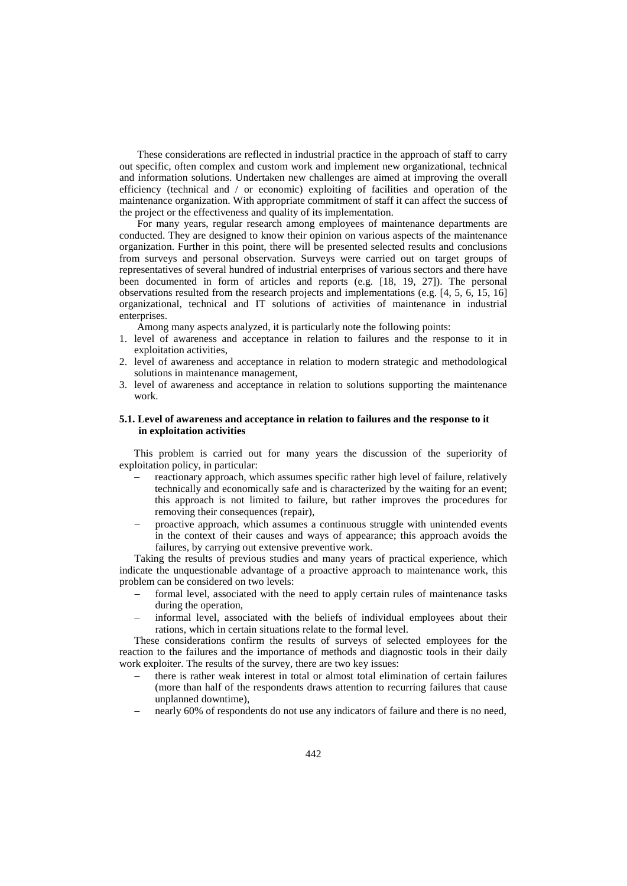These considerations are reflected in industrial practice in the approach of staff to carry out specific, often complex and custom work and implement new organizational, technical and information solutions. Undertaken new challenges are aimed at improving the overall efficiency (technical and / or economic) exploiting of facilities and operation of the maintenance organization. With appropriate commitment of staff it can affect the success of the project or the effectiveness and quality of its implementation.

For many years, regular research among employees of maintenance departments are conducted. They are designed to know their opinion on various aspects of the maintenance organization. Further in this point, there will be presented selected results and conclusions from surveys and personal observation. Surveys were carried out on target groups of representatives of several hundred of industrial enterprises of various sectors and there have been documented in form of articles and reports (e.g. [18, 19, 27]). The personal observations resulted from the research projects and implementations (e.g. [4, 5, 6, 15, 16] organizational, technical and IT solutions of activities of maintenance in industrial enterprises.

Among many aspects analyzed, it is particularly note the following points:

1. level of awareness and acceptance in relation to failures and the response to it in exploitation activities,
2. level of awareness and acceptance in relation to modern strategic and methodological solutions in maintenance management,
3. level of awareness and acceptance in relation to solutions supporting the maintenance work.

### 5.1. Level of awareness and acceptance in relation to failures and the response to it in exploitation activities

This problem is carried out for many years the discussion of the superiority of exploitation policy, in particular:

- reactionary approach, which assumes specific rather high level of failure, relatively technically and economically safe and is characterized by the waiting for an event; this approach is not limited to failure, but rather improves the procedures for removing their consequences (repair),
- proactive approach, which assumes a continuous struggle with unintended events in the context of their causes and ways of appearance; this approach avoids the failures, by carrying out extensive preventive work.

Taking the results of previous studies and many years of practical experience, which indicate the unquestionable advantage of a proactive approach to maintenance work, this problem can be considered on two levels:

- formal level, associated with the need to apply certain rules of maintenance tasks during the operation,
- informal level, associated with the beliefs of individual employees about their rations, which in certain situations relate to the formal level.

These considerations confirm the results of surveys of selected employees for the reaction to the failures and the importance of methods and diagnostic tools in their daily work exploiter. The results of the survey, there are two key issues:

- there is rather weak interest in total or almost total elimination of certain failures (more than half of the respondents draws attention to recurring failures that cause unplanned downtime),
- nearly 60% of respondents do not use any indicators of failure and there is no need,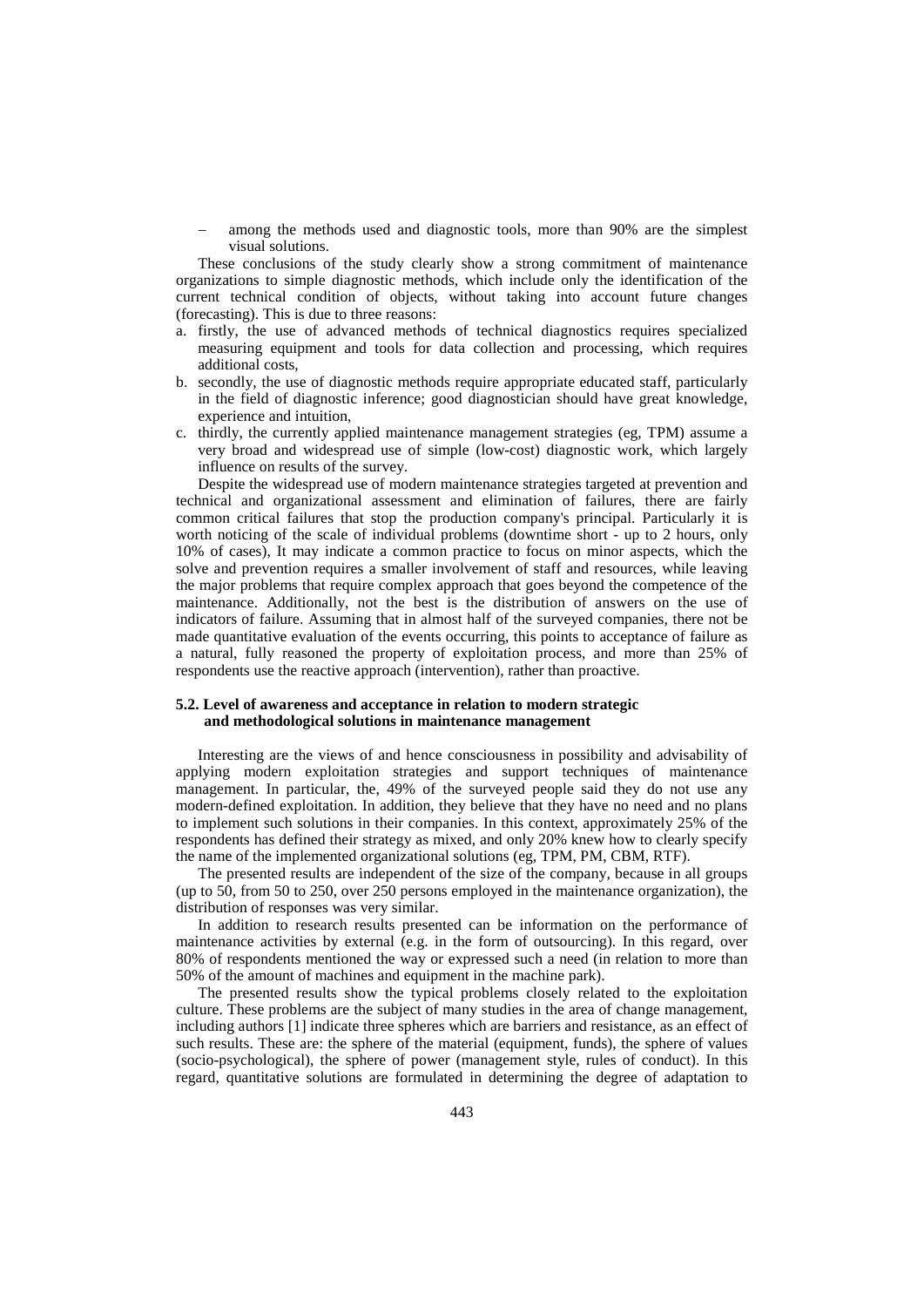- among the methods used and diagnostic tools, more than 90% are the simplest visual solutions.

These conclusions of the study clearly show a strong commitment of maintenance organizations to simple diagnostic methods, which include only the identification of the current technical condition of objects, without taking into account future changes (forecasting). This is due to three reasons:

a. firstly, the use of advanced methods of technical diagnostics requires specialized measuring equipment and tools for data collection and processing, which requires additional costs,
b. secondly, the use of diagnostic methods require appropriate educated staff, particularly in the field of diagnostic inference; good diagnostician should have great knowledge, experience and intuition,
c. thirdly, the currently applied maintenance management strategies (eg, TPM) assume a very broad and widespread use of simple (low-cost) diagnostic work, which largely influence on results of the survey.

Despite the widespread use of modern maintenance strategies targeted at prevention and technical and organizational assessment and elimination of failures, there are fairly common critical failures that stop the production company's principal. Particularly it is worth noticing of the scale of individual problems (downtime short - up to 2 hours, only 10% of cases), It may indicate a common practice to focus on minor aspects, which the solve and prevention requires a smaller involvement of staff and resources, while leaving the major problems that require complex approach that goes beyond the competence of the maintenance. Additionally, not the best is the distribution of answers on the use of indicators of failure. Assuming that in almost half of the surveyed companies, there not be made quantitative evaluation of the events occurring, this points to acceptance of failure as a natural, fully reasoned the property of exploitation process, and more than 25% of respondents use the reactive approach (intervention), rather than proactive.

### 5.2. Level of awareness and acceptance in relation to modern strategic and methodological solutions in maintenance management

Interesting are the views of and hence consciousness in possibility and advisability of applying modern exploitation strategies and support techniques of maintenance management. In particular, the, 49% of the surveyed people said they do not use any modern-defined exploitation. In addition, they believe that they have no need and no plans to implement such solutions in their companies. In this context, approximately 25% of the respondents has defined their strategy as mixed, and only 20% knew how to clearly specify the name of the implemented organizational solutions (eg, TPM, PM, CBM, RTF).

The presented results are independent of the size of the company, because in all groups (up to 50, from 50 to 250, over 250 persons employed in the maintenance organization), the distribution of responses was very similar.

In addition to research results presented can be information on the performance of maintenance activities by external (e.g. in the form of outsourcing). In this regard, over 80% of respondents mentioned the way or expressed such a need (in relation to more than 50% of the amount of machines and equipment in the machine park).

The presented results show the typical problems closely related to the exploitation culture. These problems are the subject of many studies in the area of change management, including authors [1] indicate three spheres which are barriers and resistance, as an effect of such results. These are: the sphere of the material (equipment, funds), the sphere of values (socio-psychological), the sphere of power (management style, rules of conduct). In this regard, quantitative solutions are formulated in determining the degree of adaptation to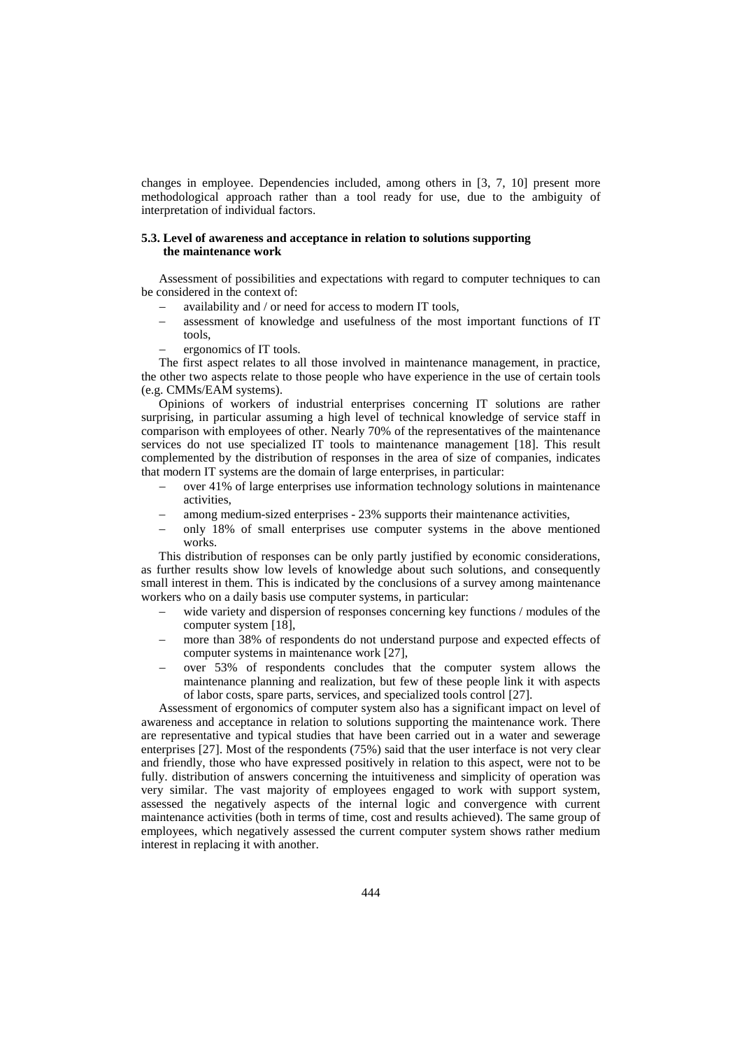changes in employee. Dependencies included, among others in [3, 7, 10] present more methodological approach rather than a tool ready for use, due to the ambiguity of interpretation of individual factors.

### 5.3. Level of awareness and acceptance in relation to solutions supporting the maintenance work

Assessment of possibilities and expectations with regard to computer techniques to can be considered in the context of:

- availability and / or need for access to modern IT tools,
- assessment of knowledge and usefulness of the most important functions of IT tools,
- ergonomics of IT tools.

The first aspect relates to all those involved in maintenance management, in practice, the other two aspects relate to those people who have experience in the use of certain tools (e.g. CMMs/EAM systems).

Opinions of workers of industrial enterprises concerning IT solutions are rather surprising, in particular assuming a high level of technical knowledge of service staff in comparison with employees of other. Nearly 70% of the representatives of the maintenance services do not use specialized IT tools to maintenance management [18]. This result complemented by the distribution of responses in the area of size of companies, indicates that modern IT systems are the domain of large enterprises, in particular:

- over 41% of large enterprises use information technology solutions in maintenance activities,
- among medium-sized enterprises - 23% supports their maintenance activities,
- only 18% of small enterprises use computer systems in the above mentioned works.

This distribution of responses can be only partly justified by economic considerations, as further results show low levels of knowledge about such solutions, and consequently small interest in them. This is indicated by the conclusions of a survey among maintenance workers who on a daily basis use computer systems, in particular:

- wide variety and dispersion of responses concerning key functions / modules of the computer system [18],
- more than 38% of respondents do not understand purpose and expected effects of computer systems in maintenance work [27],
- over 53% of respondents concludes that the computer system allows the maintenance planning and realization, but few of these people link it with aspects of labor costs, spare parts, services, and specialized tools control [27].

Assessment of ergonomics of computer system also has a significant impact on level of awareness and acceptance in relation to solutions supporting the maintenance work. There are representative and typical studies that have been carried out in a water and sewerage enterprises [27]. Most of the respondents (75%) said that the user interface is not very clear and friendly, those who have expressed positively in relation to this aspect, were not to be fully. distribution of answers concerning the intuitiveness and simplicity of operation was very similar. The vast majority of employees engaged to work with support system, assessed the negatively aspects of the internal logic and convergence with current maintenance activities (both in terms of time, cost and results achieved). The same group of employees, which negatively assessed the current computer system shows rather medium interest in replacing it with another.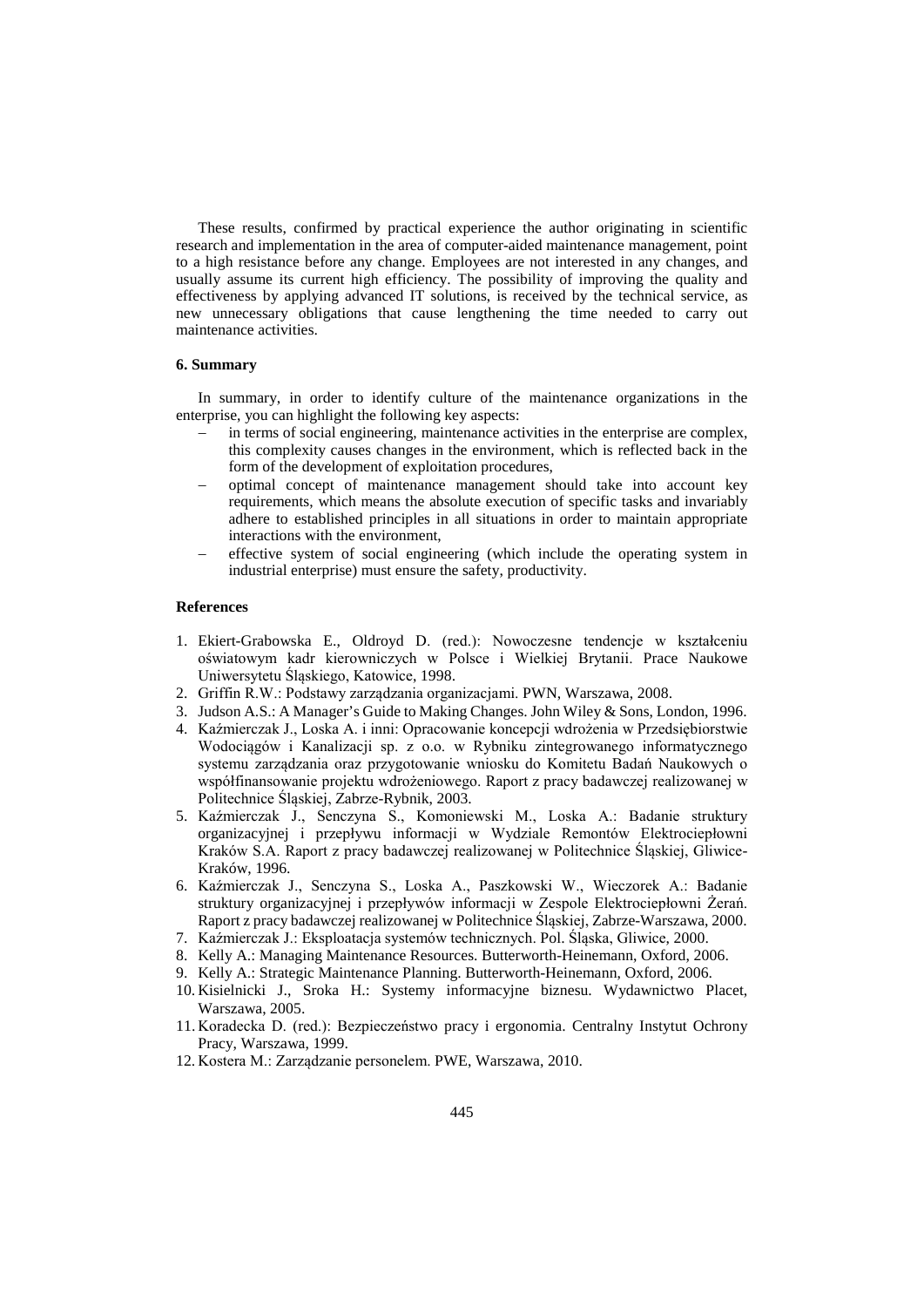These results, confirmed by practical experience the author originating in scientific research and implementation in the area of computer-aided maintenance management, point to a high resistance before any change. Employees are not interested in any changes, and usually assume its current high efficiency. The possibility of improving the quality and effectiveness by applying advanced IT solutions, is received by the technical service, as new unnecessary obligations that cause lengthening the time needed to carry out maintenance activities.

## 6. Summary

In summary, in order to identify culture of the maintenance organizations in the enterprise, you can highlight the following key aspects:

- in terms of social engineering, maintenance activities in the enterprise are complex, this complexity causes changes in the environment, which is reflected back in the form of the development of exploitation procedures,
- optimal concept of maintenance management should take into account key requirements, which means the absolute execution of specific tasks and invariably adhere to established principles in all situations in order to maintain appropriate interactions with the environment,
- effective system of social engineering (which include the operating system in industrial enterprise) must ensure the safety, productivity.

## References

1. Ekiert-Grabowska E., Oldroyd D. (red.): Nowoczesne tendencje w kształceniu oświatowym kadr kierowniczych w Polsce i Wielkiej Brytanii. Prace Naukowe Uniwersytetu Śląskiego, Katowice, 1998.
2. Griffin R.W.: Podstawy zarządzania organizacjami. PWN, Warszawa, 2008.
3. Judson A.S.: A Manager's Guide to Making Changes. John Wiley & Sons, London, 1996.
4. Kaźmierczak J., Loska A. i inni: Opracowanie koncepcji wdrożenia w Przedsiębiorstwie Wodociągów i Kanalizacji sp. z o.o. w Rybniku zintegrowanego informatycznego systemu zarządzania oraz przygotowanie wniosku do Komitetu Badań Naukowych o współfinansowanie projektu wdrożeniowego. Raport z pracy badawczej realizowanej w Politechnice Śląskiej, Zabrze-Rybnik, 2003.
5. Kaźmierczak J., Senczyna S., Komoniewski M., Loska A.: Badanie struktury organizacyjnej i przepływu informacji w Wydziale Remontów Elektrociepłowni Kraków S.A. Raport z pracy badawczej realizowanej w Politechnice Śląskiej, Gliwice-Kraków, 1996.
6. Kaźmierczak J., Senczyna S., Loska A., Paszkowski W., Wieczorek A.: Badanie struktury organizacyjnej i przepływów informacji w Zespole Elektrociepłowni Żerań. Raport z pracy badawczej realizowanej w Politechnice Śląskiej, Zabrze-Warszawa, 2000.
7. Kaźmierczak J.: Eksploatacja systemów technicznych. Pol. Śląska, Gliwice, 2000.
8. Kelly A.: Managing Maintenance Resources. Butterworth-Heinemann, Oxford, 2006.
9. Kelly A.: Strategic Maintenance Planning. Butterworth-Heinemann, Oxford, 2006.
10. Kisielnicki J., Sroka H.: Systemy informacyjne biznesu. Wydawnictwo Placet, Warszawa, 2005.
11. Koradecka D. (red.): Bezpieczeństwo pracy i ergonomia. Centralny Instytut Ochrony Pracy, Warszawa, 1999.
12. Kostera M.: Zarządzanie personelem. PWE, Warszawa, 2010.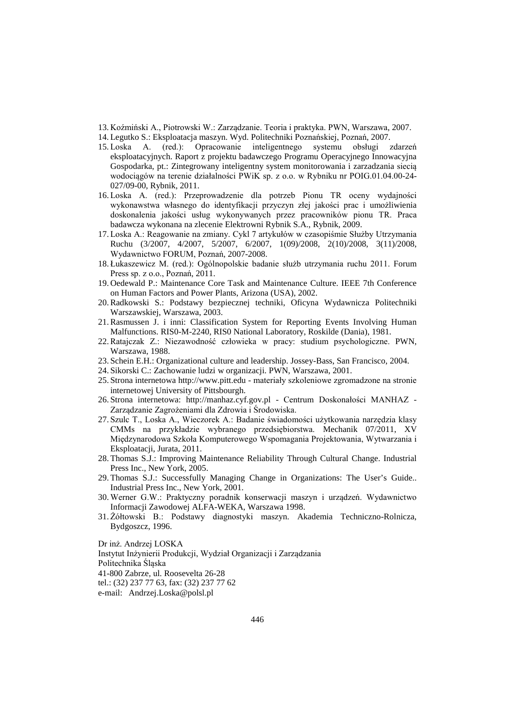13. Koźmiński A., Piotrowski W.: Zarządzanie. Teoria i praktyka. PWN, Warszawa, 2007.
14. Legutko S.: Eksploatacja maszyn. Wyd. Politechniki Poznańskiej, Poznań, 2007.
15. Loska A. (red.): Opracowanie inteligentnego systemu obsługi zdarzeń eksploatacyjnych. Raport z projektu badawczego Programu Operacyjnego Innowacyjna Gospodarka, pt.: Zintegrowany inteligentny system monitorowania i zarzadzania siecią wodociągów na terenie działalności PWiK sp. z o.o. w Rybniku nr POIG.01.04.00-24-027/09-00, Rybnik, 2011.
16. Loska A. (red.): Przeprowadzenie dla potrzeb Pionu TR oceny wydajności wykonawstwa własnego do identyfikacji przyczyn złej jakości prac i umożliwienia doskonalenia jakości usług wykonywanych przez pracowników pionu TR. Praca badawcza wykonana na zlecenie Elektrowni Rybnik S.A., Rybnik, 2009.
17. Loska A.: Reagowanie na zmiany. Cykl 7 artykułów w czasopiśmie Służby Utrzymania Ruchu (3/2007, 4/2007, 5/2007, 6/2007, 1(09)/2008, 2(10)/2008, 3(11)/2008, Wydawnictwo FORUM, Poznań, 2007-2008.
18. Łukaszewicz M. (red.): Ogólnopolskie badanie służb utrzymania ruchu 2011. Forum Press sp. z o.o., Poznań, 2011.
19. Oedewald P.: Maintenance Core Task and Maintenance Culture. IEEE 7th Conference on Human Factors and Power Plants, Arizona (USA), 2002.
20. Radkowski S.: Podstawy bezpiecznej techniki, Oficyna Wydawnicza Politechniki Warszawskiej, Warszawa, 2003.
21. Rasmussen J. i inni: Classification System for Reporting Events Involving Human Malfunctions. RIS0-M-2240, RIS0 National Laboratory, Roskilde (Dania), 1981.
22. Ratajczak Z.: Niezawodność człowieka w pracy: studium psychologiczne. PWN, Warszawa, 1988.
23. Schein E.H.: Organizational culture and leadership. Jossey-Bass, San Francisco, 2004.
24. Sikorski C.: Zachowanie ludzi w organizacji. PWN, Warszawa, 2001.
25. Strona internetowa http://www.pitt.edu - materiały szkoleniowe zgromadzone na stronie internetowej University of Pittsbourgh.
26. Strona internetowa: http://manhaz.cyf.gov.pl - Centrum Doskonałości MANHAZ - Zarządzanie Zagrożeniami dla Zdrowia i Środowiska.
27. Szulc T., Loska A., Wieczorek A.: Badanie świadomości użytkowania narzędzia klasy CMMs na przykładzie wybranego przedsiębiorstwa. Mechanik 07/2011, XV Międzynarodowa Szkoła Komputerowego Wspomagania Projektowania, Wytwarzania i Eksploatacji, Jurata, 2011.
28. Thomas S.J.: Improving Maintenance Reliability Through Cultural Change. Industrial Press Inc., New York, 2005.
29. Thomas S.J.: Successfully Managing Change in Organizations: The User's Guide.. Industrial Press Inc., New York, 2001.
30. Werner G.W.: Praktyczny poradnik konserwacji maszyn i urządzeń. Wydawnictwo Informacji Zawodowej ALFA-WEKA, Warszawa 1998.
31. Żółtowski B.: Podstawy diagnostyki maszyn. Akademia Techniczno-Rolnicza, Bydgoszcz, 1996.

Dr inż. Andrzej LOSKA
Instytut Inżynierii Produkcji, Wydział Organizacji i Zarządzania
Politechnika Śląska
41-800 Zabrze, ul. Roosevelta 26-28
tel.: (32) 237 77 63, fax: (32) 237 77 62
e-mail: Andrzej.Loska@polsl.pl